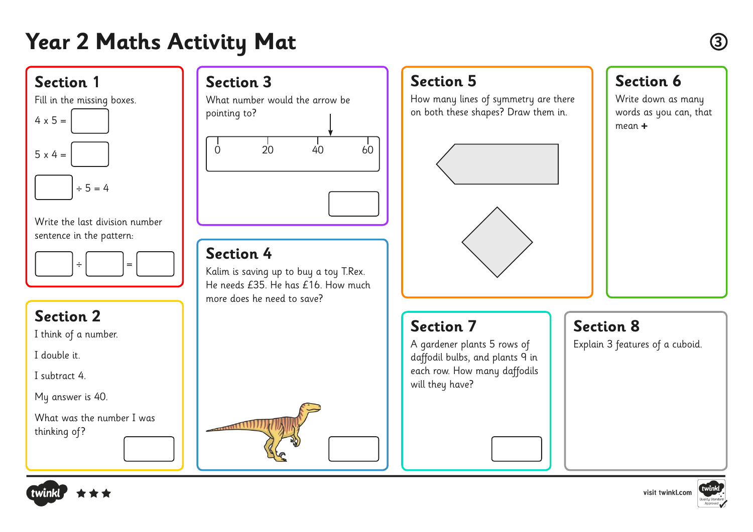# Year 2 Maths Activity Mat

③

## Section 1

Fill in the missing boxes.

4 x 5 = ☐

5 x 4 = ☐

☐ ÷ 5 = 4

Write the last division number sentence in the pattern:

☐ ÷ ☐ = ☐

## Section 2

I think of a number.

I double it.

I subtract 4.

My answer is 40.

What was the number I was thinking of?

☐

## Section 3

What number would the arrow be pointing to?

0 20 40 60

☐

## Section 4

Kalim is saving up to buy a toy T.Rex. He needs £35. He has £16. How much more does he need to save?

☐

## Section 5

How many lines of symmetry are there on both these shapes? Draw them in.

## Section 6

Write down as many words as you can, that mean **+**

## Section 7

A gardener plants 5 rows of daffodil bulbs, and plants 9 in each row. How many daffodils will they have?

☐

## Section 8

Explain 3 features of a cuboid.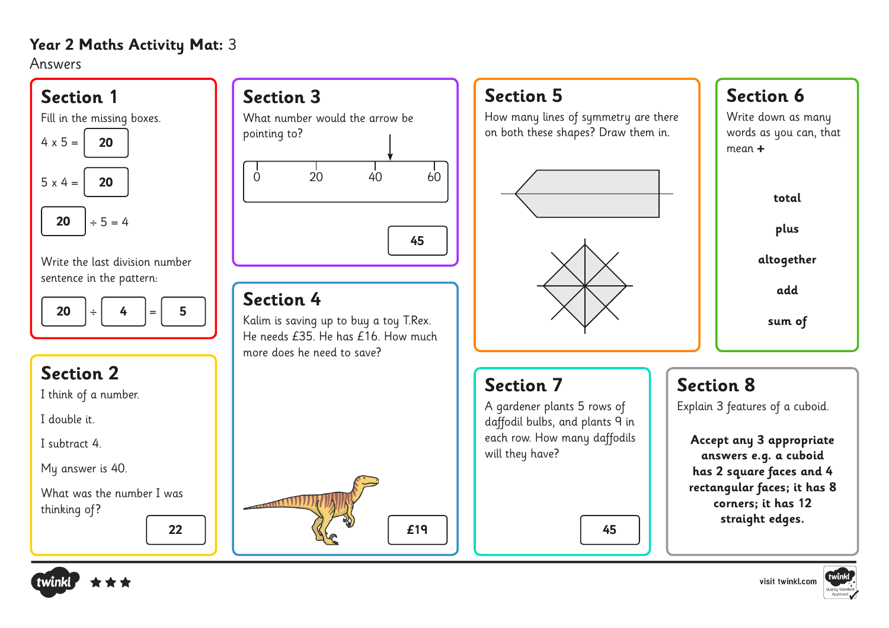**Year 2 Maths Activity Mat:** 3

Answers

## Section 1

Fill in the missing boxes.

4 x 5 = **20**

5 x 4 = **20**

**20** ÷ 5 = 4

Write the last division number sentence in the pattern:

**20** ÷ **4** = **5**

## Section 2

I think of a number.

I double it.

I subtract 4.

My answer is 40.

What was the number I was thinking of?

**22**

## Section 3

What number would the arrow be pointing to?

0 20 40 60

**45**

## Section 4

Kalim is saving up to buy a toy T.Rex. He needs £35. He has £16. How much more does he need to save?

**£19**

## Section 5

How many lines of symmetry are there on both these shapes? Draw them in.

## Section 6

Write down as many words as you can, that mean **+**

**total**

**plus**

**altogether**

**add**

**sum of**

## Section 7

A gardener plants 5 rows of daffodil bulbs, and plants 9 in each row. How many daffodils will they have?

**45**

## Section 8

Explain 3 features of a cuboid.

**Accept any 3 appropriate answers e.g. a cuboid has 2 square faces and 4 rectangular faces; it has 8 corners; it has 12 straight edges.**